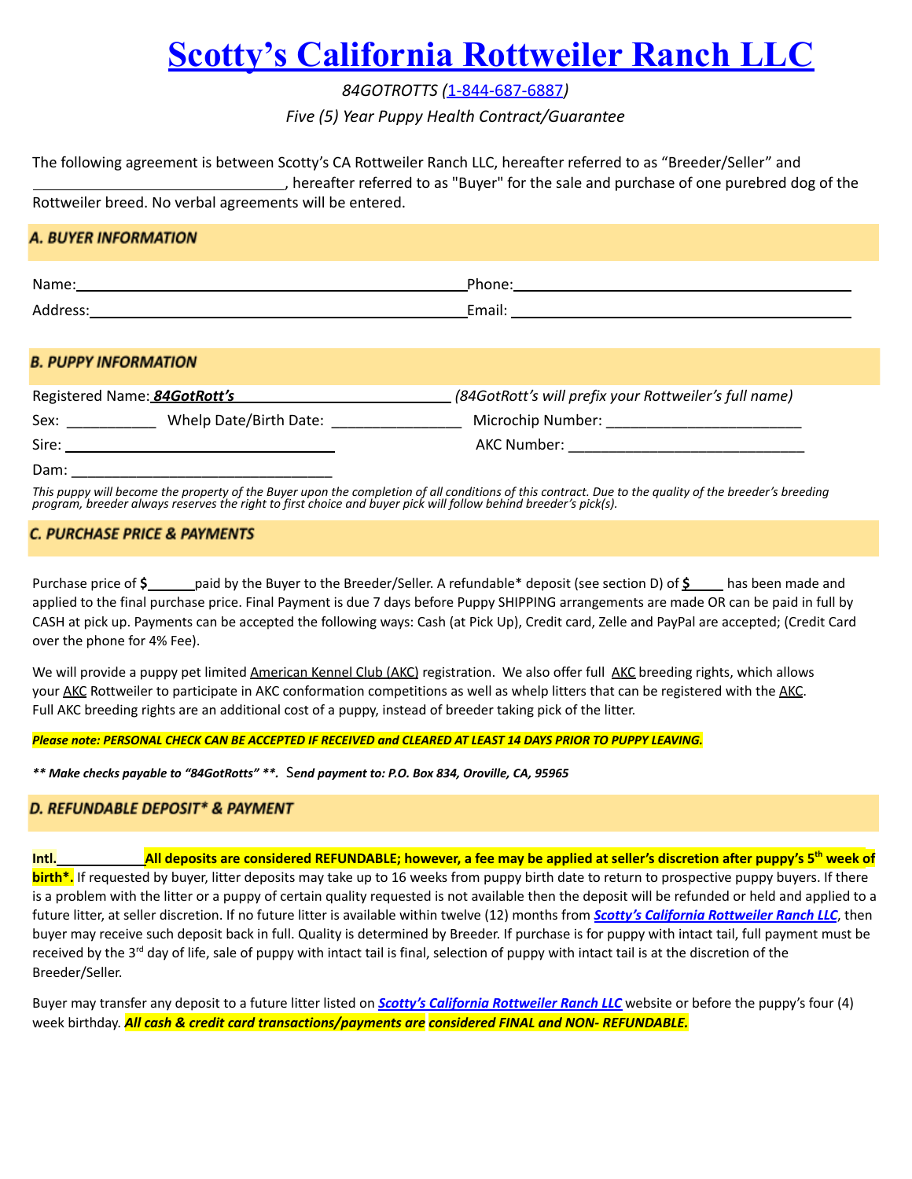# Scotty's California Rottweiler Ranch LLC

*84GOTROTTS (1-844-687-6887)*

*Five (5) Year Puppy Health Contract/Guarantee*

The following agreement is between Scotty's CA Rottweiler Ranch LLC, hereafter referred to as "Breeder/Seller" and \_\_\_\_\_\_\_\_\_\_\_\_\_\_\_\_\_\_\_\_\_\_\_\_\_\_\_\_\_\_\_\_, hereafter referred to as "Buyer" for the sale and purchase of one purebred dog of the Rottweiler breed. No verbal agreements will be entered.

## A. BUYER INFORMATION

Name: \_\_\_\_\_\_\_\_\_\_\_\_\_\_\_\_\_\_\_\_\_\_\_\_\_\_\_\_\_\_\_\_\_\_\_\_ Phone: \_\_\_\_\_\_\_\_\_\_\_\_\_\_\_\_\_\_\_\_\_\_\_\_\_\_\_\_\_\_\_\_

Address: \_\_\_\_\_\_\_\_\_\_\_\_\_\_\_\_\_\_\_\_\_\_\_\_\_\_\_\_\_\_\_\_\_\_\_\_ Email: \_\_\_\_\_\_\_\_\_\_\_\_\_\_\_\_\_\_\_\_\_\_\_\_\_\_\_\_\_\_\_\_

## B. PUPPY INFORMATION

Registered Name: ***84GotRott's*** \_\_\_\_\_\_\_\_\_\_\_\_\_\_\_\_\_\_\_\_\_\_\_\_\_\_ *(84GotRott's will prefix your Rottweiler's full name)*

Sex: \_\_\_\_\_\_\_\_\_\_\_ Whelp Date/Birth Date: \_\_\_\_\_\_\_\_\_\_\_\_\_\_\_\_ Microchip Number: \_\_\_\_\_\_\_\_\_\_\_\_\_\_\_\_\_\_\_\_\_\_\_\_\_

Sire: \_\_\_\_\_\_\_\_\_\_\_\_\_\_\_\_\_\_\_\_\_\_\_\_\_\_\_\_\_\_\_\_\_\_ AKC Number: \_\_\_\_\_\_\_\_\_\_\_\_\_\_\_\_\_\_\_\_\_\_\_\_\_\_\_\_\_\_

Dam: \_\_\_\_\_\_\_\_\_\_\_\_\_\_\_\_\_\_\_\_\_\_\_\_\_\_\_\_\_\_\_\_\_\_

*This puppy will become the property of the Buyer upon the completion of all conditions of this contract. Due to the quality of the breeder's breeding program, breeder always reserves the right to first choice and buyer pick will follow behind breeder's pick(s).*

## C. PURCHASE PRICE & PAYMENTS

Purchase price of **$**\_\_\_\_\_\_\_ paid by the Buyer to the Breeder/Seller. A refundable* deposit (see section D) of **$**\_\_\_\_\_ has been made and applied to the final purchase price. Final Payment is due 7 days before Puppy SHIPPING arrangements are made OR can be paid in full by CASH at pick up. Payments can be accepted the following ways: Cash (at Pick Up), Credit card, Zelle and PayPal are accepted; (Credit Card over the phone for 4% Fee).

We will provide a puppy pet limited American Kennel Club (AKC) registration. We also offer full AKC breeding rights, which allows your AKC Rottweiler to participate in AKC conformation competitions as well as whelp litters that can be registered with the AKC. Full AKC breeding rights are an additional cost of a puppy, instead of breeder taking pick of the litter.

***Please note: PERSONAL CHECK CAN BE ACCEPTED IF RECEIVED and CLEARED AT LEAST 14 DAYS PRIOR TO PUPPY LEAVING.***

***** Make checks payable to "84GotRotts" **. Send payment to: P.O. Box 834, Oroville, CA, 95965***

## D. REFUNDABLE DEPOSIT* & PAYMENT

**Intl.**\_\_\_\_\_\_\_\_\_\_\_\_ **All deposits are considered REFUNDABLE; however, a fee may be applied at seller's discretion after puppy's 5th week of birth*.** If requested by buyer, litter deposits may take up to 16 weeks from puppy birth date to return to prospective puppy buyers. If there is a problem with the litter or a puppy of certain quality requested is not available then the deposit will be refunded or held and applied to a future litter, at seller discretion. If no future litter is available within twelve (12) months from ***Scotty's California Rottweiler Ranch LLC***, then buyer may receive such deposit back in full. Quality is determined by Breeder. If purchase is for puppy with intact tail, full payment must be received by the 3rd day of life, sale of puppy with intact tail is final, selection of puppy with intact tail is at the discretion of the Breeder/Seller.

Buyer may transfer any deposit to a future litter listed on ***Scotty's California Rottweiler Ranch LLC*** website or before the puppy's four (4) week birthday. ***All cash & credit card transactions/payments are considered FINAL and NON- REFUNDABLE.***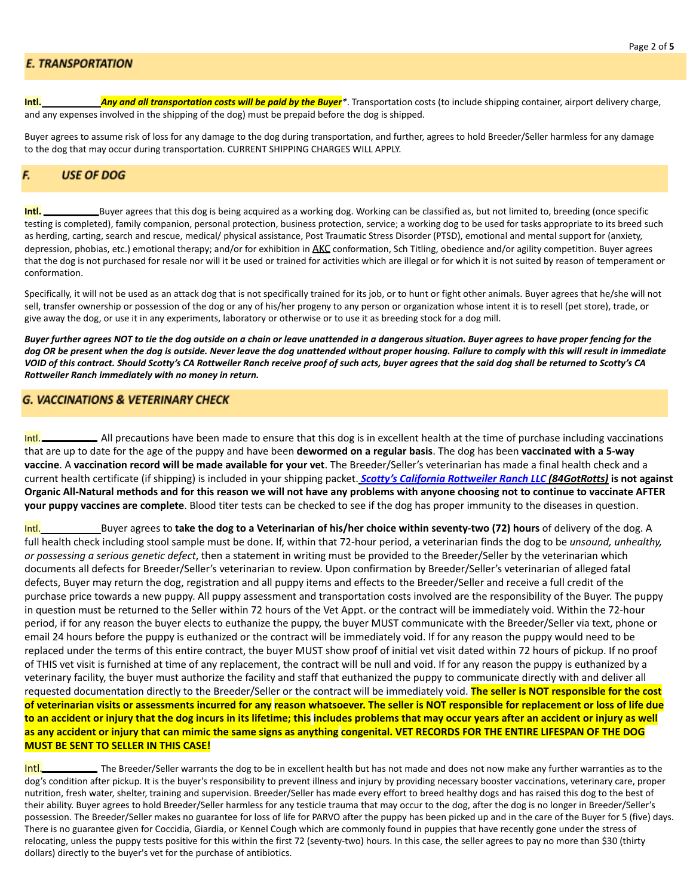## E. TRANSPORTATION

**Intl.___________** ***Any and all transportation costs will be paid by the Buyer****. Transportation costs (to include shipping container, airport delivery charge, and any expenses involved in the shipping of the dog) must be prepaid before the dog is shipped.

Buyer agrees to assume risk of loss for any damage to the dog during transportation, and further, agrees to hold Breeder/Seller harmless for any damage to the dog that may occur during transportation. CURRENT SHIPPING CHARGES WILL APPLY.

## F. USE OF DOG

**Intl. ___________**Buyer agrees that this dog is being acquired as a working dog. Working can be classified as, but not limited to, breeding (once specific testing is completed), family companion, personal protection, business protection, service; a working dog to be used for tasks appropriate to its breed such as herding, carting, search and rescue, medical/ physical assistance, Post Traumatic Stress Disorder (PTSD), emotional and mental support for (anxiety, depression, phobias, etc.) emotional therapy; and/or for exhibition in AKC conformation, Sch Titling, obedience and/or agility competition. Buyer agrees that the dog is not purchased for resale nor will it be used or trained for activities which are illegal or for which it is not suited by reason of temperament or conformation.

Specifically, it will not be used as an attack dog that is not specifically trained for its job, or to hunt or fight other animals. Buyer agrees that he/she will not sell, transfer ownership or possession of the dog or any of his/her progeny to any person or organization whose intent it is to resell (pet store), trade, or give away the dog, or use it in any experiments, laboratory or otherwise or to use it as breeding stock for a dog mill.

***Buyer further agrees NOT to tie the dog outside on a chain or leave unattended in a dangerous situation. Buyer agrees to have proper fencing for the dog OR be present when the dog is outside. Never leave the dog unattended without proper housing. Failure to comply with this will result in immediate VOID of this contract. Should Scotty's CA Rottweiler Ranch receive proof of such acts, buyer agrees that the said dog shall be returned to Scotty's CA Rottweiler Ranch immediately with no money in return.***

## G. VACCINATIONS & VETERINARY CHECK

Intl.___________ All precautions have been made to ensure that this dog is in excellent health at the time of purchase including vaccinations that are up to date for the age of the puppy and have been **dewormed on a regular basis**. The dog has been **vaccinated with a 5-way vaccine**. A **vaccination record will be made available for your vet**. The Breeder/Seller's veterinarian has made a final health check and a current health certificate (if shipping) is included in your shipping packet. ***Scotty's California Rottweiler Ranch LLC (84GotRotts)*** **is not against Organic All-Natural methods and for this reason we will not have any problems with anyone choosing not to continue to vaccinate AFTER your puppy vaccines are complete**. Blood titer tests can be checked to see if the dog has proper immunity to the diseases in question.

Intl.___________Buyer agrees to **take the dog to a Veterinarian of his/her choice within seventy-two (72) hours** of delivery of the dog. A full health check including stool sample must be done. If, within that 72-hour period, a veterinarian finds the dog to be *unsound, unhealthy, or possessing a serious genetic defect*, then a statement in writing must be provided to the Breeder/Seller by the veterinarian which documents all defects for Breeder/Seller's veterinarian to review. Upon confirmation by Breeder/Seller's veterinarian of alleged fatal defects, Buyer may return the dog, registration and all puppy items and effects to the Breeder/Seller and receive a full credit of the purchase price towards a new puppy. All puppy assessment and transportation costs involved are the responsibility of the Buyer. The puppy in question must be returned to the Seller within 72 hours of the Vet Appt. or the contract will be immediately void. Within the 72-hour period, if for any reason the buyer elects to euthanize the puppy, the buyer MUST communicate with the Breeder/Seller via text, phone or email 24 hours before the puppy is euthanized or the contract will be immediately void. If for any reason the puppy would need to be replaced under the terms of this entire contract, the buyer MUST show proof of initial vet visit dated within 72 hours of pickup. If no proof of THIS vet visit is furnished at time of any replacement, the contract will be null and void. If for any reason the puppy is euthanized by a veterinary facility, the buyer must authorize the facility and staff that euthanized the puppy to communicate directly with and deliver all requested documentation directly to the Breeder/Seller or the contract will be immediately void. **The seller is NOT responsible for the cost of veterinarian visits or assessments incurred for any reason whatsoever. The seller is NOT responsible for replacement or loss of life due to an accident or injury that the dog incurs in its lifetime; this includes problems that may occur years after an accident or injury as well as any accident or injury that can mimic the same signs as anything congenital. VET RECORDS FOR THE ENTIRE LIFESPAN OF THE DOG MUST BE SENT TO SELLER IN THIS CASE!**

Intl.___________ The Breeder/Seller warrants the dog to be in excellent health but has not made and does not now make any further warranties as to the dog's condition after pickup. It is the buyer's responsibility to prevent illness and injury by providing necessary booster vaccinations, veterinary care, proper nutrition, fresh water, shelter, training and supervision. Breeder/Seller has made every effort to breed healthy dogs and has raised this dog to the best of their ability. Buyer agrees to hold Breeder/Seller harmless for any testicle trauma that may occur to the dog, after the dog is no longer in Breeder/Seller's possession. The Breeder/Seller makes no guarantee for loss of life for PARVO after the puppy has been picked up and in the care of the Buyer for 5 (five) days. There is no guarantee given for Coccidia, Giardia, or Kennel Cough which are commonly found in puppies that have recently gone under the stress of relocating, unless the puppy tests positive for this within the first 72 (seventy-two) hours. In this case, the seller agrees to pay no more than $30 (thirty dollars) directly to the buyer's vet for the purchase of antibiotics.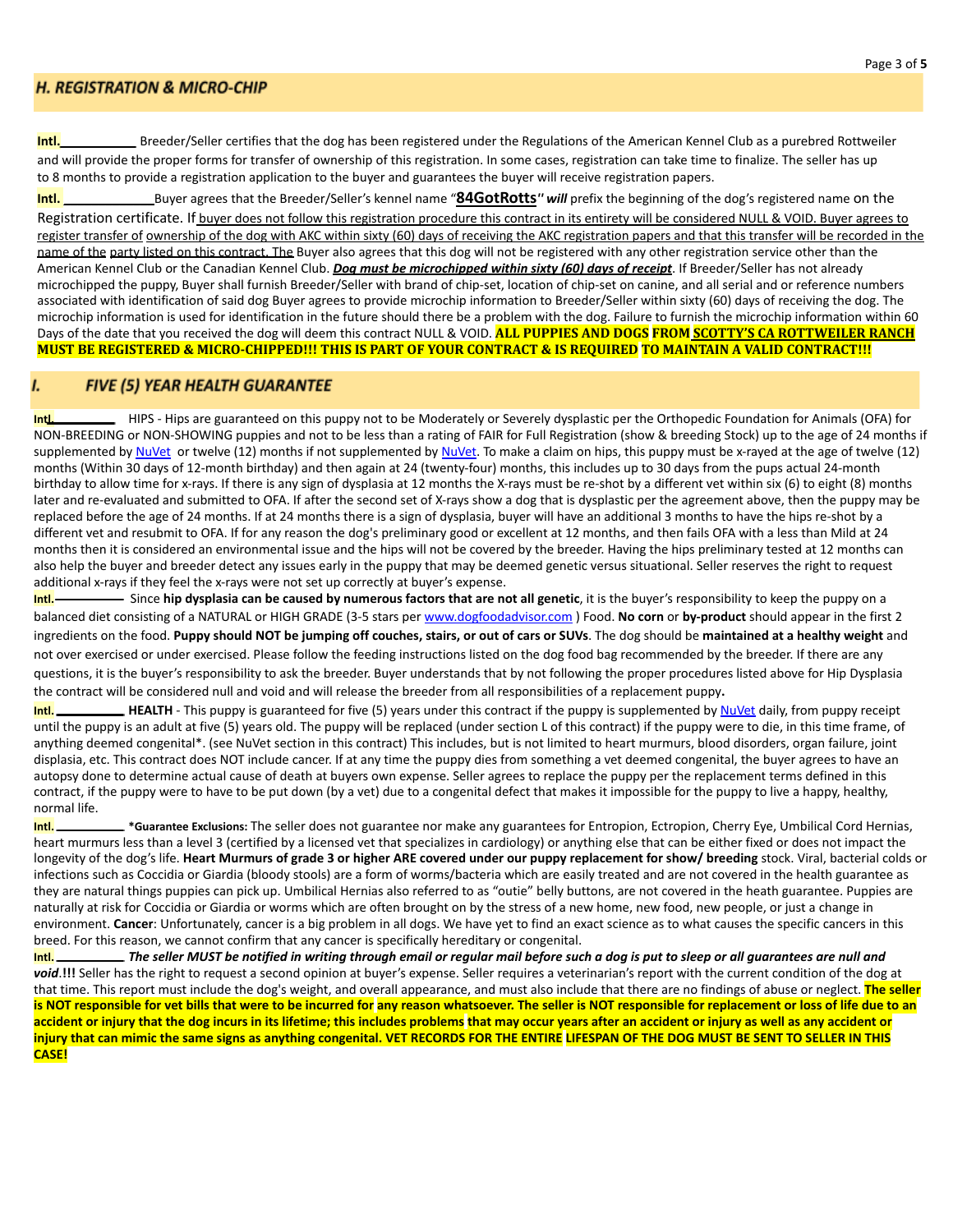## H. REGISTRATION & MICRO-CHIP

**Intl.___________** Breeder/Seller certifies that the dog has been registered under the Regulations of the American Kennel Club as a purebred Rottweiler and will provide the proper forms for transfer of ownership of this registration. In some cases, registration can take time to finalize. The seller has up to 8 months to provide a registration application to the buyer and guarantees the buyer will receive registration papers.

**Intl.** _____________Buyer agrees that the Breeder/Seller's kennel name "**84GotRotts**" ***will*** prefix the beginning of the dog's registered name on the Registration certificate. If buyer does not follow this registration procedure this contract in its entirety will be considered NULL & VOID. Buyer agrees to register transfer of ownership of the dog with AKC within sixty (60) days of receiving the AKC registration papers and that this transfer will be recorded in the name of the party listed on this contract. The Buyer also agrees that this dog will not be registered with any other registration service other than the American Kennel Club or the Canadian Kennel Club. ***Dog must be microchipped within sixty (60) days of receipt***. If Breeder/Seller has not already microchipped the puppy, Buyer shall furnish Breeder/Seller with brand of chip-set, location of chip-set on canine, and all serial and or reference numbers associated with identification of said dog Buyer agrees to provide microchip information to Breeder/Seller within sixty (60) days of receiving the dog. The microchip information is used for identification in the future should there be a problem with the dog. Failure to furnish the microchip information within 60 Days of the date that you received the dog will deem this contract NULL & VOID. **ALL PUPPIES AND DOGS FROM SCOTTY'S CA ROTTWEILER RANCH MUST BE REGISTERED & MICRO-CHIPPED!!! THIS IS PART OF YOUR CONTRACT & IS REQUIRED TO MAINTAIN A VALID CONTRACT!!!**

## I. FIVE (5) YEAR HEALTH GUARANTEE

**Intl.**__________ HIPS - Hips are guaranteed on this puppy not to be Moderately or Severely dysplastic per the Orthopedic Foundation for Animals (OFA) for NON-BREEDING or NON-SHOWING puppies and not to be less than a rating of FAIR for Full Registration (show & breeding Stock) up to the age of 24 months if supplemented by NuVet or twelve (12) months if not supplemented by NuVet. To make a claim on hips, this puppy must be x-rayed at the age of twelve (12) months (Within 30 days of 12-month birthday) and then again at 24 (twenty-four) months, this includes up to 30 days from the pups actual 24-month birthday to allow time for x-rays. If there is any sign of dysplasia at 12 months the X-rays must be re-shot by a different vet within six (6) to eight (8) months later and re-evaluated and submitted to OFA. If after the second set of X-rays show a dog that is dysplastic per the agreement above, then the puppy may be replaced before the age of 24 months. If at 24 months there is a sign of dysplasia, buyer will have an additional 3 months to have the hips re-shot by a different vet and resubmit to OFA. If for any reason the dog's preliminary good or excellent at 12 months, and then fails OFA with a less than Mild at 24 months then it is considered an environmental issue and the hips will not be covered by the breeder. Having the hips preliminary tested at 12 months can also help the buyer and breeder detect any issues early in the puppy that may be deemed genetic versus situational. Seller reserves the right to request additional x-rays if they feel the x-rays were not set up correctly at buyer's expense.

**Intl.**__________ Since **hip dysplasia can be caused by numerous factors that are not all genetic**, it is the buyer's responsibility to keep the puppy on a balanced diet consisting of a NATURAL or HIGH GRADE (3-5 stars per www.dogfoodadvisor.com ) Food. **No corn** or **by-product** should appear in the first 2 ingredients on the food. **Puppy should NOT be jumping off couches, stairs, or out of cars or SUVs**. The dog should be **maintained at a healthy weight** and not over exercised or under exercised. Please follow the feeding instructions listed on the dog food bag recommended by the breeder. If there are any questions, it is the buyer's responsibility to ask the breeder. Buyer understands that by not following the proper procedures listed above for Hip Dysplasia the contract will be considered null and void and will release the breeder from all responsibilities of a replacement puppy**.**

**Intl.**__________ **HEALTH** - This puppy is guaranteed for five (5) years under this contract if the puppy is supplemented by NuVet daily, from puppy receipt until the puppy is an adult at five (5) years old. The puppy will be replaced (under section L of this contract) if the puppy were to die, in this time frame, of anything deemed congenital*. (see NuVet section in this contract) This includes, but is not limited to heart murmurs, blood disorders, organ failure, joint displasia, etc. This contract does NOT include cancer. If at any time the puppy dies from something a vet deemed congenital, the buyer agrees to have an autopsy done to determine actual cause of death at buyers own expense. Seller agrees to replace the puppy per the replacement terms defined in this contract, if the puppy were to have to be put down (by a vet) due to a congenital defect that makes it impossible for the puppy to live a happy, healthy, normal life.

**Intl.**__________ ***Guarantee Exclusions:** The seller does not guarantee nor make any guarantees for Entropion, Ectropion, Cherry Eye, Umbilical Cord Hernias, heart murmurs less than a level 3 (certified by a licensed vet that specializes in cardiology) or anything else that can be either fixed or does not impact the longevity of the dog's life. **Heart Murmurs of grade 3 or higher ARE covered under our puppy replacement for show/ breeding** stock. Viral, bacterial colds or infections such as Coccidia or Giardia (bloody stools) are a form of worms/bacteria which are easily treated and are not covered in the health guarantee as they are natural things puppies can pick up. Umbilical Hernias also referred to as "outie" belly buttons, are not covered in the heath guarantee. Puppies are naturally at risk for Coccidia or Giardia or worms which are often brought on by the stress of a new home, new food, new people, or just a change in environment. **Cancer**: Unfortunately, cancer is a big problem in all dogs. We have yet to find an exact science as to what causes the specific cancers in this breed. For this reason, we cannot confirm that any cancer is specifically hereditary or congenital.

**Intl.**__________ ***The seller MUST be notified in writing through email or regular mail before such a dog is put to sleep or all guarantees are null and void*.!!!** Seller has the right to request a second opinion at buyer's expense. Seller requires a veterinarian's report with the current condition of the dog at that time. This report must include the dog's weight, and overall appearance, and must also include that there are no findings of abuse or neglect. **The seller is NOT responsible for vet bills that were to be incurred for any reason whatsoever. The seller is NOT responsible for replacement or loss of life due to an accident or injury that the dog incurs in its lifetime; this includes problems that may occur years after an accident or injury as well as any accident or injury that can mimic the same signs as anything congenital. VET RECORDS FOR THE ENTIRE LIFESPAN OF THE DOG MUST BE SENT TO SELLER IN THIS CASE!**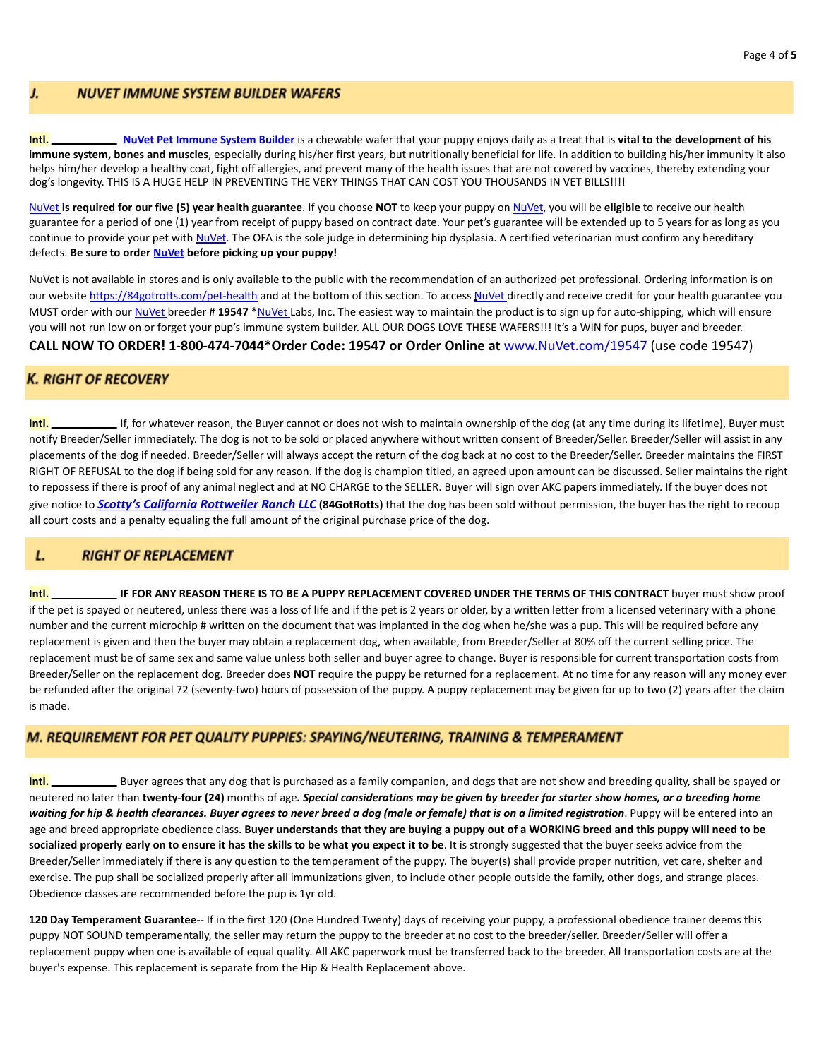## J. NUVET IMMUNE SYSTEM BUILDER WAFERS

**Intl.** ___________ **NuVet Pet Immune System Builder** is a chewable wafer that your puppy enjoys daily as a treat that is **vital to the development of his immune system, bones and muscles**, especially during his/her first years, but nutritionally beneficial for life. In addition to building his/her immunity it also helps him/her develop a healthy coat, fight off allergies, and prevent many of the health issues that are not covered by vaccines, thereby extending your dog's longevity. THIS IS A HUGE HELP IN PREVENTING THE VERY THINGS THAT CAN COST YOU THOUSANDS IN VET BILLS!!!!

NuVet **is required for our five (5) year health guarantee**. If you choose **NOT** to keep your puppy on NuVet, you will be **eligible** to receive our health guarantee for a period of one (1) year from receipt of puppy based on contract date. Your pet's guarantee will be extended up to 5 years for as long as you continue to provide your pet with NuVet. The OFA is the sole judge in determining hip dysplasia. A certified veterinarian must confirm any hereditary defects. **Be sure to order NuVet before picking up your puppy!**

NuVet is not available in stores and is only available to the public with the recommendation of an authorized pet professional. Ordering information is on our website https://84gotrotts.com/pet-health and at the bottom of this section. To access NuVet directly and receive credit for your health guarantee you MUST order with our NuVet breeder # **19547** *NuVet Labs, Inc. The easiest way to maintain the product is to sign up for auto-shipping, which will ensure you will not run low on or forget your pup's immune system builder. ALL OUR DOGS LOVE THESE WAFERS!!! It's a WIN for pups, buyer and breeder.

**CALL NOW TO ORDER! 1-800-474-7044*Order Code: 19547 or Order Online at** www.NuVet.com/19547 (use code 19547)

## K. RIGHT OF RECOVERY

**Intl.** ___________ If, for whatever reason, the Buyer cannot or does not wish to maintain ownership of the dog (at any time during its lifetime), Buyer must notify Breeder/Seller immediately. The dog is not to be sold or placed anywhere without written consent of Breeder/Seller. Breeder/Seller will assist in any placements of the dog if needed. Breeder/Seller will always accept the return of the dog back at no cost to the Breeder/Seller. Breeder maintains the FIRST RIGHT OF REFUSAL to the dog if being sold for any reason. If the dog is champion titled, an agreed upon amount can be discussed. Seller maintains the right to repossess if there is proof of any animal neglect and at NO CHARGE to the SELLER. Buyer will sign over AKC papers immediately. If the buyer does not give notice to ***Scotty's California Rottweiler Ranch LLC*** **(84GotRotts)** that the dog has been sold without permission, the buyer has the right to recoup all court costs and a penalty equaling the full amount of the original purchase price of the dog.

## L. RIGHT OF REPLACEMENT

**Intl.** ___________ **IF FOR ANY REASON THERE IS TO BE A PUPPY REPLACEMENT COVERED UNDER THE TERMS OF THIS CONTRACT** buyer must show proof if the pet is spayed or neutered, unless there was a loss of life and if the pet is 2 years or older, by a written letter from a licensed veterinary with a phone number and the current microchip # written on the document that was implanted in the dog when he/she was a pup. This will be required before any replacement is given and then the buyer may obtain a replacement dog, when available, from Breeder/Seller at 80% off the current selling price. The replacement must be of same sex and same value unless both seller and buyer agree to change. Buyer is responsible for current transportation costs from Breeder/Seller on the replacement dog. Breeder does **NOT** require the puppy be returned for a replacement. At no time for any reason will any money ever be refunded after the original 72 (seventy-two) hours of possession of the puppy. A puppy replacement may be given for up to two (2) years after the claim is made.

## M. REQUIREMENT FOR PET QUALITY PUPPIES: SPAYING/NEUTERING, TRAINING & TEMPERAMENT

**Intl.** ___________ Buyer agrees that any dog that is purchased as a family companion, and dogs that are not show and breeding quality, shall be spayed or neutered no later than **twenty-four (24)** months of age***. Special considerations may be given by breeder for starter show homes, or a breeding home waiting for hip & health clearances. Buyer agrees to never breed a dog (male or female) that is on a limited registration***. Puppy will be entered into an age and breed appropriate obedience class. **Buyer understands that they are buying a puppy out of a WORKING breed and this puppy will need to be socialized properly early on to ensure it has the skills to be what you expect it to be**. It is strongly suggested that the buyer seeks advice from the Breeder/Seller immediately if there is any question to the temperament of the puppy. The buyer(s) shall provide proper nutrition, vet care, shelter and exercise. The pup shall be socialized properly after all immunizations given, to include other people outside the family, other dogs, and strange places. Obedience classes are recommended before the pup is 1yr old.

**120 Day Temperament Guarantee**-- If in the first 120 (One Hundred Twenty) days of receiving your puppy, a professional obedience trainer deems this puppy NOT SOUND temperamentally, the seller may return the puppy to the breeder at no cost to the breeder/seller. Breeder/Seller will offer a replacement puppy when one is available of equal quality. All AKC paperwork must be transferred back to the breeder. All transportation costs are at the buyer's expense. This replacement is separate from the Hip & Health Replacement above.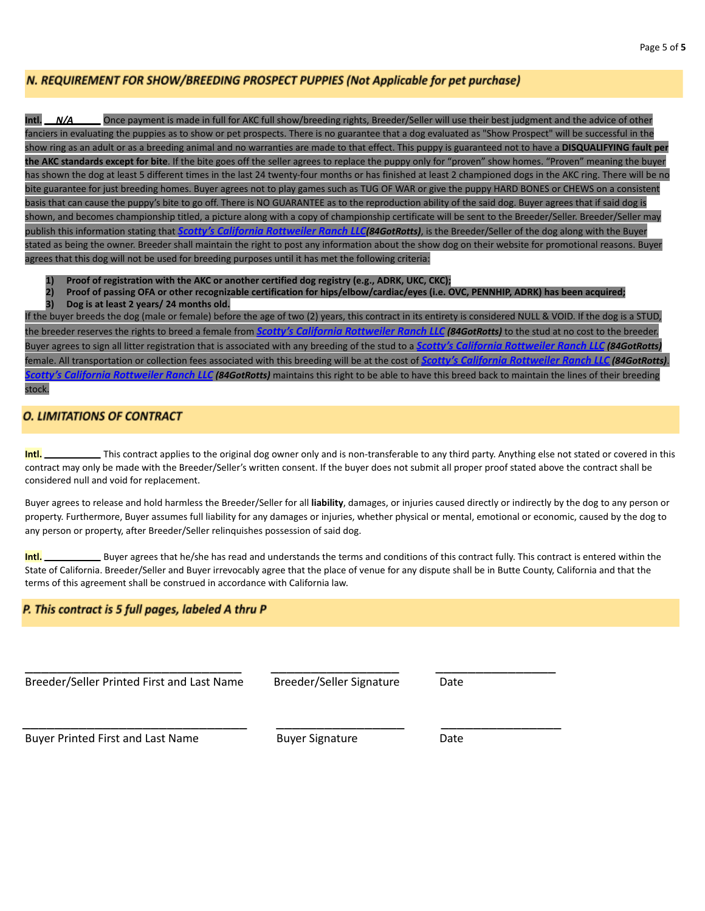## N. REQUIREMENT FOR SHOW/BREEDING PROSPECT PUPPIES (Not Applicable for pet purchase)

**Intl.** ___*N/A*_____ Once payment is made in full for AKC full show/breeding rights, Breeder/Seller will use their best judgment and the advice of other fanciers in evaluating the puppies as to show or pet prospects. There is no guarantee that a dog evaluated as "Show Prospect" will be successful in the show ring as an adult or as a breeding animal and no warranties are made to that effect. This puppy is guaranteed not to have a **DISQUALIFYING fault per the AKC standards except for bite**. If the bite goes off the seller agrees to replace the puppy only for "proven" show homes. "Proven" meaning the buyer has shown the dog at least 5 different times in the last 24 twenty-four months or has finished at least 2 championed dogs in the AKC ring. There will be no bite guarantee for just breeding homes. Buyer agrees not to play games such as TUG OF WAR or give the puppy HARD BONES or CHEWS on a consistent basis that can cause the puppy's bite to go off. There is NO GUARANTEE as to the reproduction ability of the said dog. Buyer agrees that if said dog is shown, and becomes championship titled, a picture along with a copy of championship certificate will be sent to the Breeder/Seller. Breeder/Seller may publish this information stating that ***Scotty's California Rottweiler Ranch LLC*** ***(84GotRotts)***, is the Breeder/Seller of the dog along with the Buyer stated as being the owner. Breeder shall maintain the right to post any information about the show dog on their website for promotional reasons. Buyer agrees that this dog will not be used for breeding purposes until it has met the following criteria:

1) **Proof of registration with the AKC or another certified dog registry (e.g., ADRK, UKC, CKC);**
2) **Proof of passing OFA or other recognizable certification for hips/elbow/cardiac/eyes (i.e. OVC, PENNHIP, ADRK) has been acquired;**
3) **Dog is at least 2 years/ 24 months old.**

If the buyer breeds the dog (male or female) before the age of two (2) years, this contract in its entirety is considered NULL & VOID. If the dog is a STUD, the breeder reserves the rights to breed a female from ***Scotty's California Rottweiler Ranch LLC*** ***(84GotRotts)*** to the stud at no cost to the breeder. Buyer agrees to sign all litter registration that is associated with any breeding of the stud to a ***Scotty's California Rottweiler Ranch LLC*** ***(84GotRotts)*** female. All transportation or collection fees associated with this breeding will be at the cost of ***Scotty's California Rottweiler Ranch LLC*** ***(84GotRotts)***. ***Scotty's California Rottweiler Ranch LLC*** ***(84GotRotts)*** maintains this right to be able to have this breed back to maintain the lines of their breeding stock.

## O. LIMITATIONS OF CONTRACT

**Intl.** __________ This contract applies to the original dog owner only and is non-transferable to any third party. Anything else not stated or covered in this contract may only be made with the Breeder/Seller's written consent. If the buyer does not submit all proper proof stated above the contract shall be considered null and void for replacement.

Buyer agrees to release and hold harmless the Breeder/Seller for all **liability**, damages, or injuries caused directly or indirectly by the dog to any person or property. Furthermore, Buyer assumes full liability for any damages or injuries, whether physical or mental, emotional or economic, caused by the dog to any person or property, after Breeder/Seller relinquishes possession of said dog.

**Intl.** __________ Buyer agrees that he/she has read and understands the terms and conditions of this contract fully. This contract is entered within the State of California. Breeder/Seller and Buyer irrevocably agree that the place of venue for any dispute shall be in Butte County, California and that the terms of this agreement shall be construed in accordance with California law.

## P. This contract is 5 full pages, labeled A thru P

_________________________________ _____________________ ___________________

Breeder/Seller Printed First and Last Name | Breeder/Seller Signature | Date

_________________________________ _____________________ ___________________

Buyer Printed First and Last Name | Buyer Signature | Date